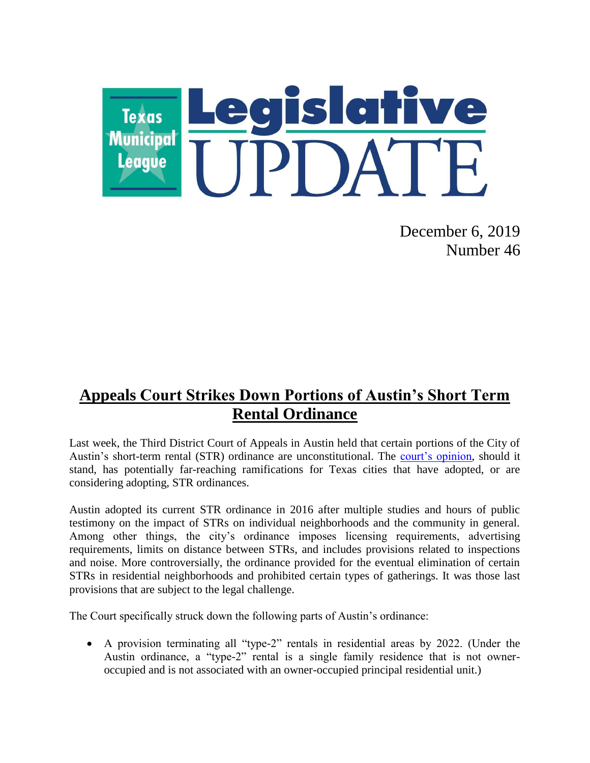# Texas Municipal League Legislative UPDATE

December 6, 2019
Number 46

## Appeals Court Strikes Down Portions of Austin's Short Term Rental Ordinance

Last week, the Third District Court of Appeals in Austin held that certain portions of the City of Austin's short-term rental (STR) ordinance are unconstitutional. The court's opinion, should it stand, has potentially far-reaching ramifications for Texas cities that have adopted, or are considering adopting, STR ordinances.

Austin adopted its current STR ordinance in 2016 after multiple studies and hours of public testimony on the impact of STRs on individual neighborhoods and the community in general. Among other things, the city's ordinance imposes licensing requirements, advertising requirements, limits on distance between STRs, and includes provisions related to inspections and noise. More controversially, the ordinance provided for the eventual elimination of certain STRs in residential neighborhoods and prohibited certain types of gatherings. It was those last provisions that are subject to the legal challenge.

The Court specifically struck down the following parts of Austin's ordinance:

- A provision terminating all "type-2" rentals in residential areas by 2022. (Under the Austin ordinance, a "type-2" rental is a single family residence that is not owner-occupied and is not associated with an owner-occupied principal residential unit.)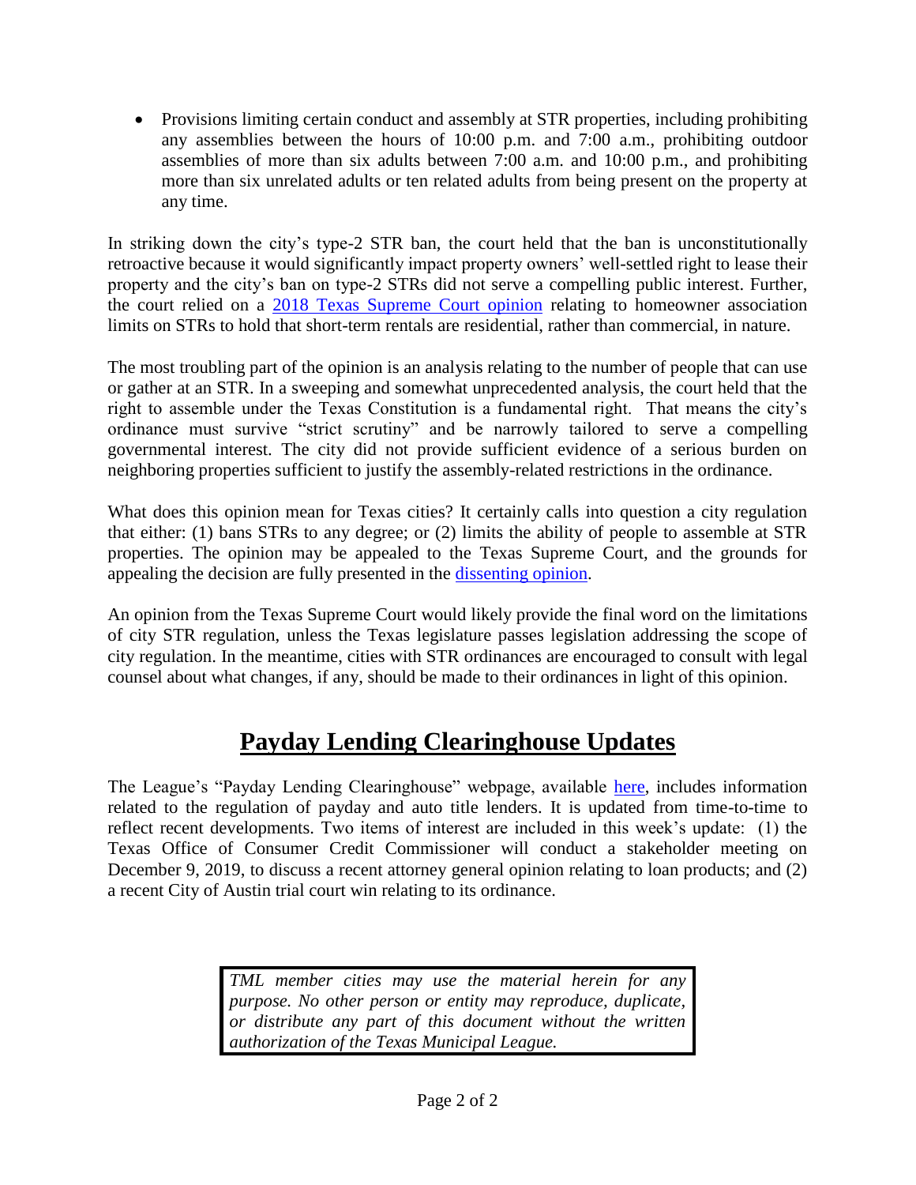- Provisions limiting certain conduct and assembly at STR properties, including prohibiting any assemblies between the hours of 10:00 p.m. and 7:00 a.m., prohibiting outdoor assemblies of more than six adults between 7:00 a.m. and 10:00 p.m., and prohibiting more than six unrelated adults or ten related adults from being present on the property at any time.

In striking down the city's type-2 STR ban, the court held that the ban is unconstitutionally retroactive because it would significantly impact property owners' well-settled right to lease their property and the city's ban on type-2 STRs did not serve a compelling public interest. Further, the court relied on a 2018 Texas Supreme Court opinion relating to homeowner association limits on STRs to hold that short-term rentals are residential, rather than commercial, in nature.

The most troubling part of the opinion is an analysis relating to the number of people that can use or gather at an STR. In a sweeping and somewhat unprecedented analysis, the court held that the right to assemble under the Texas Constitution is a fundamental right. That means the city's ordinance must survive "strict scrutiny" and be narrowly tailored to serve a compelling governmental interest. The city did not provide sufficient evidence of a serious burden on neighboring properties sufficient to justify the assembly-related restrictions in the ordinance.

What does this opinion mean for Texas cities? It certainly calls into question a city regulation that either: (1) bans STRs to any degree; or (2) limits the ability of people to assemble at STR properties. The opinion may be appealed to the Texas Supreme Court, and the grounds for appealing the decision are fully presented in the dissenting opinion.

An opinion from the Texas Supreme Court would likely provide the final word on the limitations of city STR regulation, unless the Texas legislature passes legislation addressing the scope of city regulation. In the meantime, cities with STR ordinances are encouraged to consult with legal counsel about what changes, if any, should be made to their ordinances in light of this opinion.

## Payday Lending Clearinghouse Updates

The League's "Payday Lending Clearinghouse" webpage, available here, includes information related to the regulation of payday and auto title lenders. It is updated from time-to-time to reflect recent developments. Two items of interest are included in this week's update: (1) the Texas Office of Consumer Credit Commissioner will conduct a stakeholder meeting on December 9, 2019, to discuss a recent attorney general opinion relating to loan products; and (2) a recent City of Austin trial court win relating to its ordinance.

*TML member cities may use the material herein for any purpose. No other person or entity may reproduce, duplicate, or distribute any part of this document without the written authorization of the Texas Municipal League.*